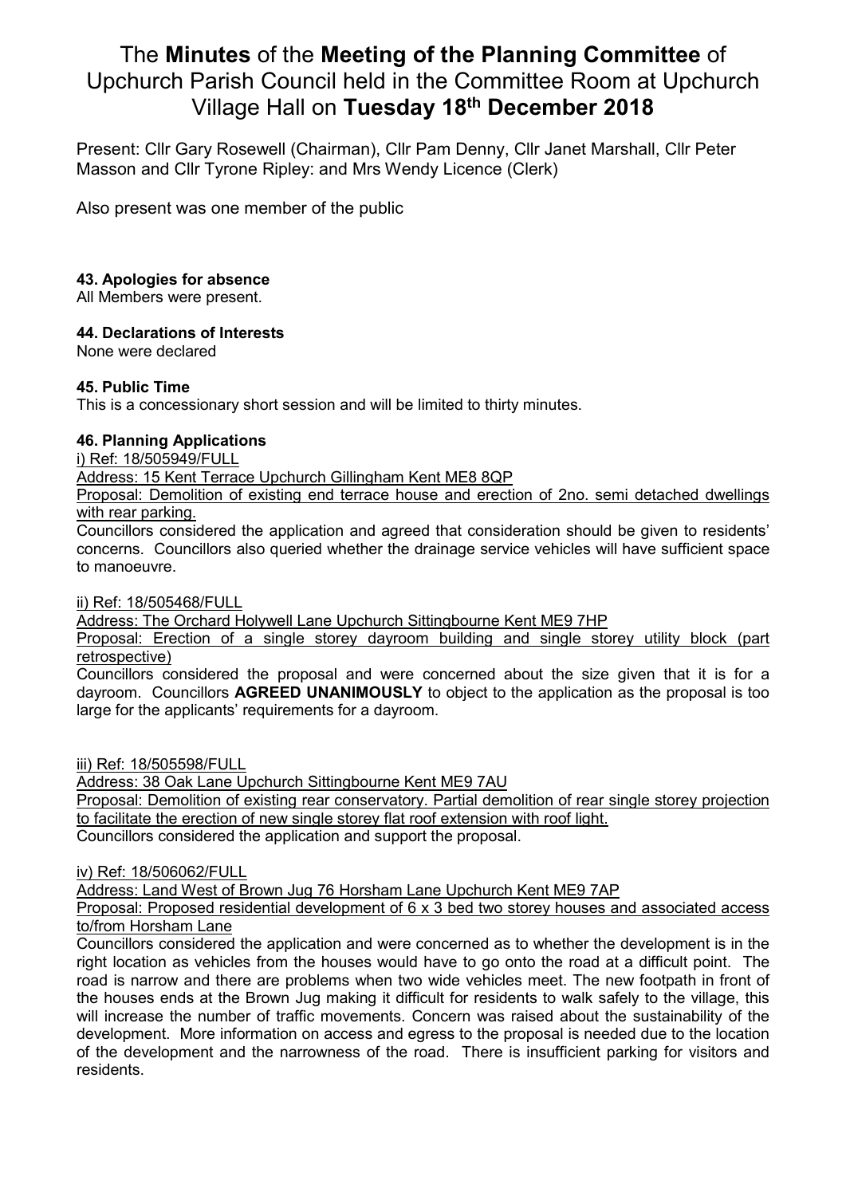# The **Minutes** of the **Meeting of the Planning Committee** of Upchurch Parish Council held in the Committee Room at Upchurch Village Hall on **Tuesday 18th December 2018**

Present: Cllr Gary Rosewell (Chairman), Cllr Pam Denny, Cllr Janet Marshall, Cllr Peter Masson and Cllr Tyrone Ripley: and Mrs Wendy Licence (Clerk)

Also present was one member of the public

### 43. Apologies for absence

All Members were present.

### 44. Declarations of Interests

None were declared

### 45. Public Time

This is a concessionary short session and will be limited to thirty minutes.

### 46. Planning Applications

i) Ref: 18/505949/FULL

Address: 15 Kent Terrace Upchurch Gillingham Kent ME8 8QP

Proposal: Demolition of existing end terrace house and erection of 2no. semi detached dwellings with rear parking.

Councillors considered the application and agreed that consideration should be given to residents' concerns. Councillors also queried whether the drainage service vehicles will have sufficient space to manoeuvre.

ii) Ref: 18/505468/FULL

Address: The Orchard Holywell Lane Upchurch Sittingbourne Kent ME9 7HP

Proposal: Erection of a single storey dayroom building and single storey utility block (part retrospective)

Councillors considered the proposal and were concerned about the size given that it is for a dayroom. Councillors **AGREED UNANIMOUSLY** to object to the application as the proposal is too large for the applicants' requirements for a dayroom.

iii) Ref: 18/505598/FULL

Address: 38 Oak Lane Upchurch Sittingbourne Kent ME9 7AU

Proposal: Demolition of existing rear conservatory. Partial demolition of rear single storey projection to facilitate the erection of new single storey flat roof extension with roof light.

Councillors considered the application and support the proposal.

iv) Ref: 18/506062/FULL

Address: Land West of Brown Jug 76 Horsham Lane Upchurch Kent ME9 7AP

Proposal: Proposed residential development of 6 x 3 bed two storey houses and associated access to/from Horsham Lane

Councillors considered the application and were concerned as to whether the development is in the right location as vehicles from the houses would have to go onto the road at a difficult point. The road is narrow and there are problems when two wide vehicles meet. The new footpath in front of the houses ends at the Brown Jug making it difficult for residents to walk safely to the village, this will increase the number of traffic movements. Concern was raised about the sustainability of the development. More information on access and egress to the proposal is needed due to the location of the development and the narrowness of the road. There is insufficient parking for visitors and residents.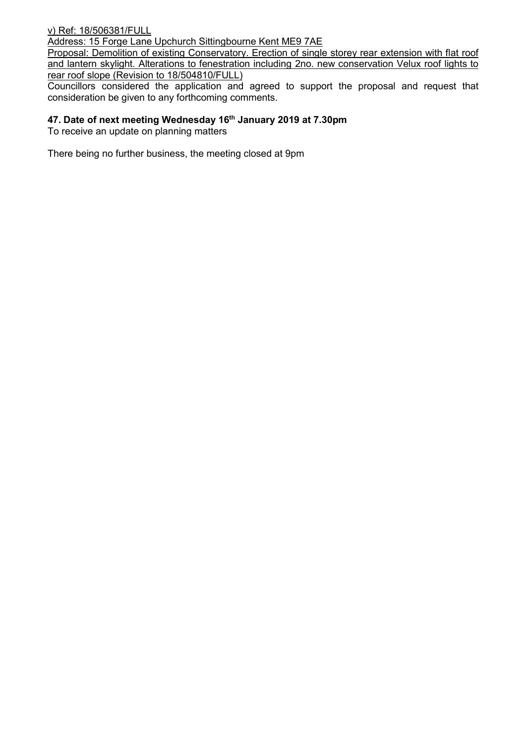v) Ref: 18/506381/FULL

Address: 15 Forge Lane Upchurch Sittingbourne Kent ME9 7AE

Proposal: Demolition of existing Conservatory. Erection of single storey rear extension with flat roof and lantern skylight. Alterations to fenestration including 2no. new conservation Velux roof lights to rear roof slope (Revision to 18/504810/FULL)

Councillors considered the application and agreed to support the proposal and request that consideration be given to any forthcoming comments.

**47. Date of next meeting Wednesday 16th January 2019 at 7.30pm**

To receive an update on planning matters

There being no further business, the meeting closed at 9pm